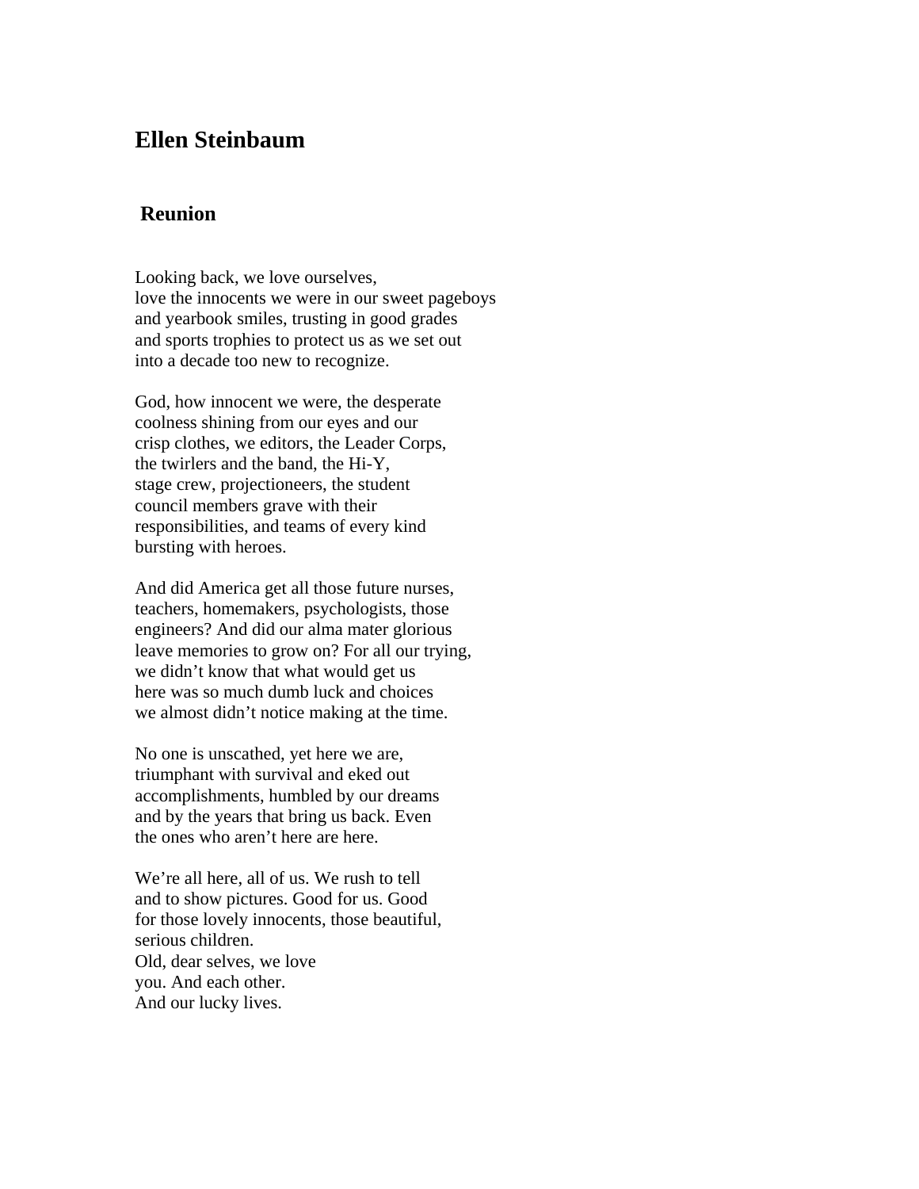# Ellen Steinbaum

## Reunion

Looking back, we love ourselves,  
love the innocents we were in our sweet pageboys  
and yearbook smiles, trusting in good grades  
and sports trophies to protect us as we set out  
into a decade too new to recognize.

God, how innocent we were, the desperate  
coolness shining from our eyes and our  
crisp clothes, we editors, the Leader Corps,  
the twirlers and the band, the Hi-Y,  
stage crew, projectioneers, the student  
council members grave with their  
responsibilities, and teams of every kind  
bursting with heroes.

And did America get all those future nurses,  
teachers, homemakers, psychologists, those  
engineers? And did our alma mater glorious  
leave memories to grow on? For all our trying,  
we didn't know that what would get us  
here was so much dumb luck and choices  
we almost didn't notice making at the time.

No one is unscathed, yet here we are,  
triumphant with survival and eked out  
accomplishments, humbled by our dreams  
and by the years that bring us back. Even  
the ones who aren't here are here.

We're all here, all of us. We rush to tell  
and to show pictures. Good for us. Good  
for those lovely innocents, those beautiful,  
serious children.  
Old, dear selves, we love  
you. And each other.  
And our lucky lives.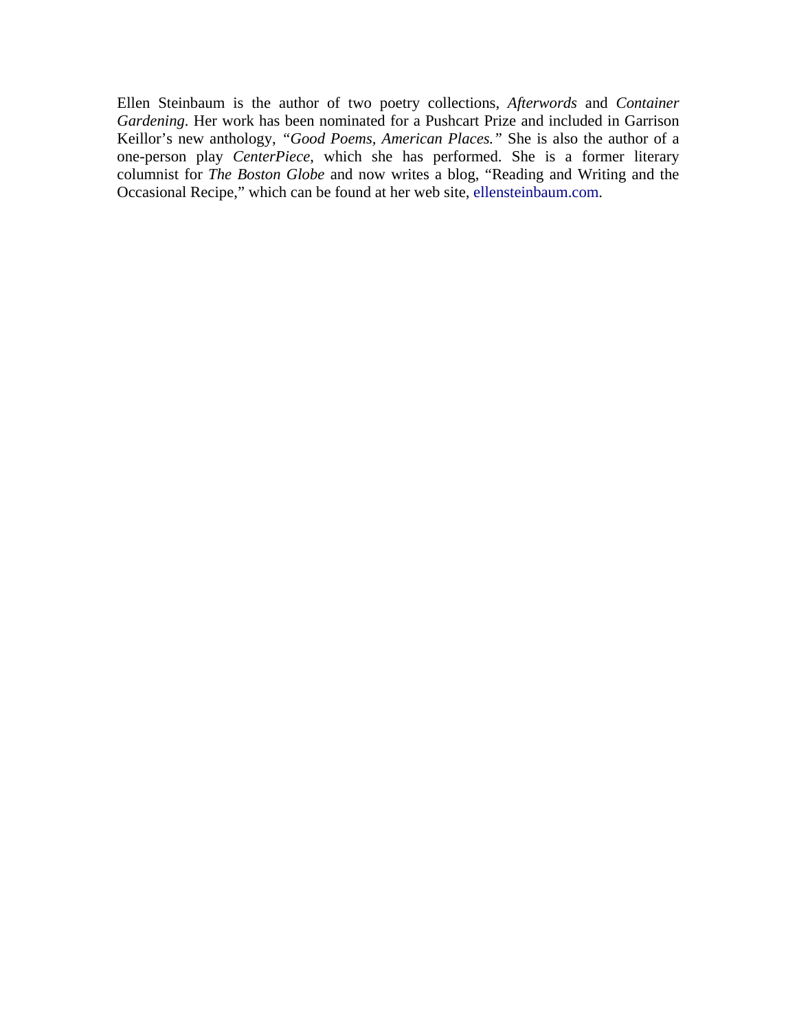Ellen Steinbaum is the author of two poetry collections, *Afterwords* and *Container Gardening*. Her work has been nominated for a Pushcart Prize and included in Garrison Keillor's new anthology, *"Good Poems, American Places."* She is also the author of a one-person play *CenterPiece*, which she has performed. She is a former literary columnist for *The Boston Globe* and now writes a blog, "Reading and Writing and the Occasional Recipe," which can be found at her web site, ellensteinbaum.com.